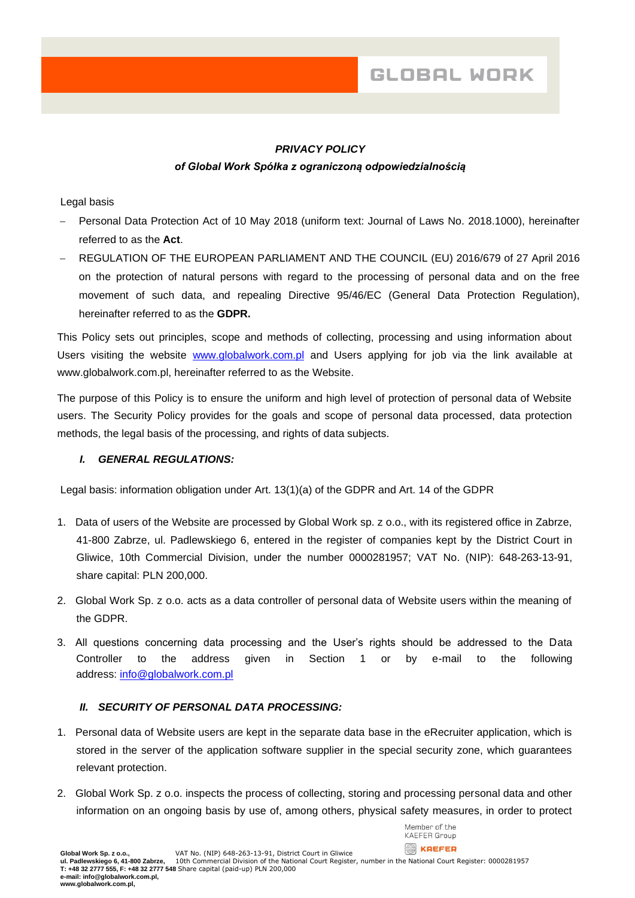***PRIVACY POLICY***

***of Global Work Spółka z ograniczoną odpowiedzialnością***

Legal basis

- Personal Data Protection Act of 10 May 2018 (uniform text: Journal of Laws No. 2018.1000), hereinafter referred to as the **Act**.
- REGULATION OF THE EUROPEAN PARLIAMENT AND THE COUNCIL (EU) 2016/679 of 27 April 2016 on the protection of natural persons with regard to the processing of personal data and on the free movement of such data, and repealing Directive 95/46/EC (General Data Protection Regulation), hereinafter referred to as the **GDPR.**

This Policy sets out principles, scope and methods of collecting, processing and using information about Users visiting the website [www.globalwork.com.pl](www.globalwork.com.pl) and Users applying for job via the link available at www.globalwork.com.pl, hereinafter referred to as the Website.

The purpose of this Policy is to ensure the uniform and high level of protection of personal data of Website users. The Security Policy provides for the goals and scope of personal data processed, data protection methods, the legal basis of the processing, and rights of data subjects.

## ***I. GENERAL REGULATIONS:***

Legal basis: information obligation under Art. 13(1)(a) of the GDPR and Art. 14 of the GDPR

1. Data of users of the Website are processed by Global Work sp. z o.o., with its registered office in Zabrze, 41-800 Zabrze, ul. Padlewskiego 6, entered in the register of companies kept by the District Court in Gliwice, 10th Commercial Division, under the number 0000281957; VAT No. (NIP): 648-263-13-91, share capital: PLN 200,000.
2. Global Work Sp. z o.o. acts as a data controller of personal data of Website users within the meaning of the GDPR.
3. All questions concerning data processing and the User's rights should be addressed to the Data Controller to the address given in Section 1 or by e-mail to the following address: [info@globalwork.com.pl](mailto:info@globalwork.com.pl)

## ***II. SECURITY OF PERSONAL DATA PROCESSING:***

1. Personal data of Website users are kept in the separate data base in the eRecruiter application, which is stored in the server of the application software supplier in the special security zone, which guarantees relevant protection.
2. Global Work Sp. z o.o. inspects the process of collecting, storing and processing personal data and other information on an ongoing basis by use of, among others, physical safety measures, in order to protect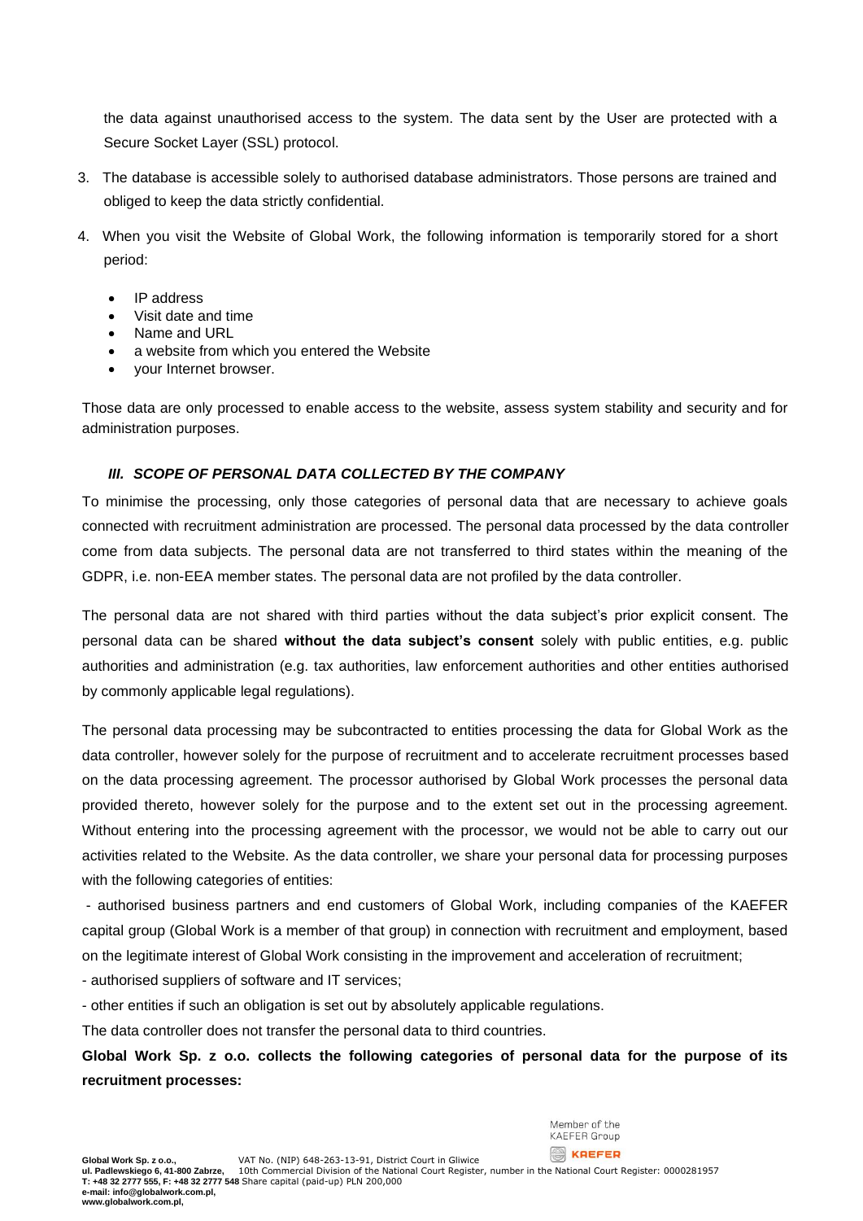the data against unauthorised access to the system. The data sent by the User are protected with a Secure Socket Layer (SSL) protocol.

3. The database is accessible solely to authorised database administrators. Those persons are trained and obliged to keep the data strictly confidential.
4. When you visit the Website of Global Work, the following information is temporarily stored for a short period:
   - IP address
   - Visit date and time
   - Name and URL
   - a website from which you entered the Website
   - your Internet browser.

Those data are only processed to enable access to the website, assess system stability and security and for administration purposes.

### *III. SCOPE OF PERSONAL DATA COLLECTED BY THE COMPANY*

To minimise the processing, only those categories of personal data that are necessary to achieve goals connected with recruitment administration are processed. The personal data processed by the data controller come from data subjects. The personal data are not transferred to third states within the meaning of the GDPR, i.e. non-EEA member states. The personal data are not profiled by the data controller.

The personal data are not shared with third parties without the data subject's prior explicit consent. The personal data can be shared **without the data subject's consent** solely with public entities, e.g. public authorities and administration (e.g. tax authorities, law enforcement authorities and other entities authorised by commonly applicable legal regulations).

The personal data processing may be subcontracted to entities processing the data for Global Work as the data controller, however solely for the purpose of recruitment and to accelerate recruitment processes based on the data processing agreement. The processor authorised by Global Work processes the personal data provided thereto, however solely for the purpose and to the extent set out in the processing agreement. Without entering into the processing agreement with the processor, we would not be able to carry out our activities related to the Website. As the data controller, we share your personal data for processing purposes with the following categories of entities:

- authorised business partners and end customers of Global Work, including companies of the KAEFER capital group (Global Work is a member of that group) in connection with recruitment and employment, based on the legitimate interest of Global Work consisting in the improvement and acceleration of recruitment;
- authorised suppliers of software and IT services;
- other entities if such an obligation is set out by absolutely applicable regulations.

The data controller does not transfer the personal data to third countries.

**Global Work Sp. z o.o. collects the following categories of personal data for the purpose of its recruitment processes:**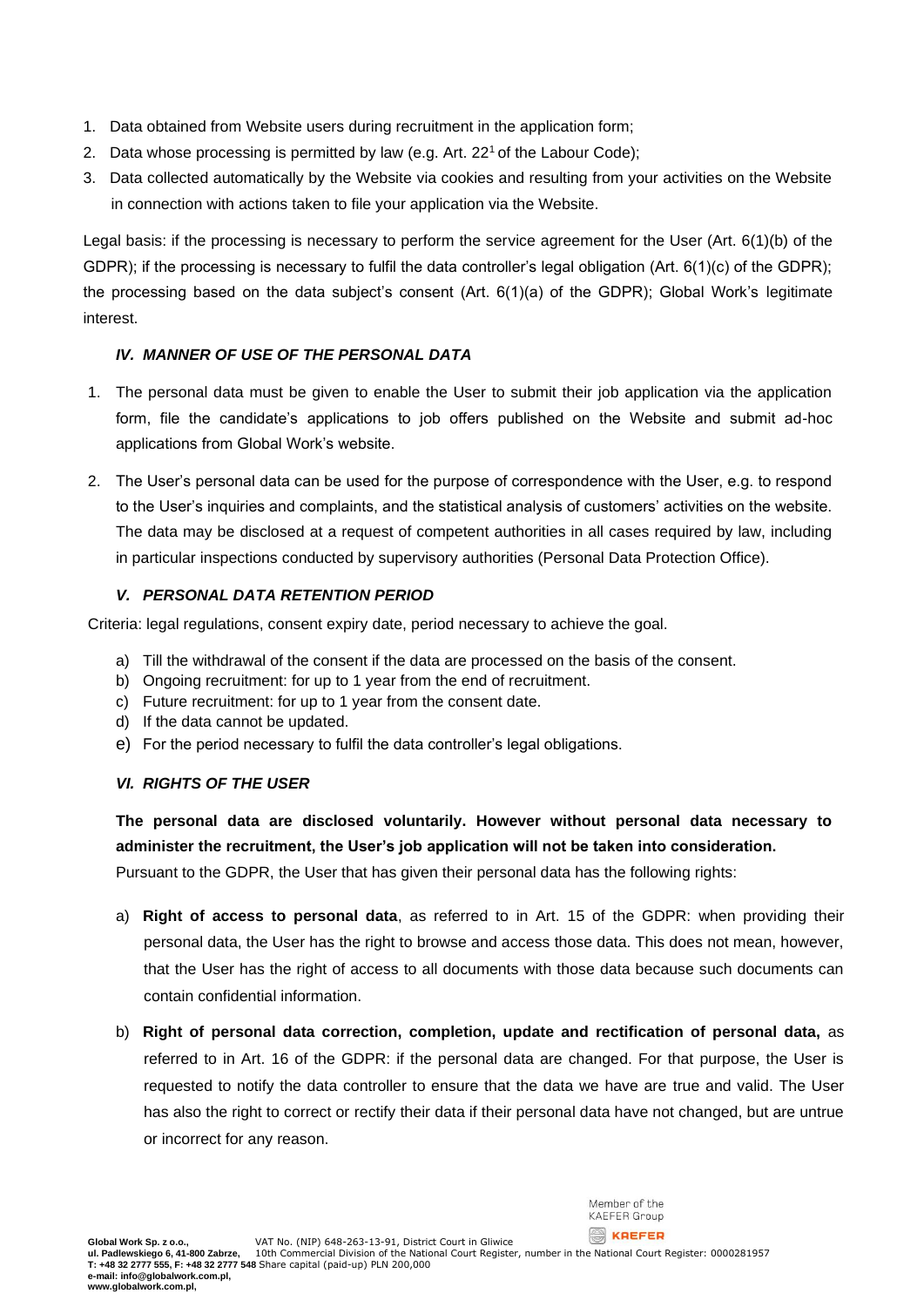1. Data obtained from Website users during recruitment in the application form;
2. Data whose processing is permitted by law (e.g. Art. 22[1] of the Labour Code);
3. Data collected automatically by the Website via cookies and resulting from your activities on the Website in connection with actions taken to file your application via the Website.

Legal basis: if the processing is necessary to perform the service agreement for the User (Art. 6(1)(b) of the GDPR); if the processing is necessary to fulfil the data controller's legal obligation (Art. 6(1)(c) of the GDPR); the processing based on the data subject's consent (Art. 6(1)(a) of the GDPR); Global Work's legitimate interest.

### *IV. MANNER OF USE OF THE PERSONAL DATA*

1. The personal data must be given to enable the User to submit their job application via the application form, file the candidate's applications to job offers published on the Website and submit ad-hoc applications from Global Work's website.
2. The User's personal data can be used for the purpose of correspondence with the User, e.g. to respond to the User's inquiries and complaints, and the statistical analysis of customers' activities on the website. The data may be disclosed at a request of competent authorities in all cases required by law, including in particular inspections conducted by supervisory authorities (Personal Data Protection Office).

### *V. PERSONAL DATA RETENTION PERIOD*

Criteria: legal regulations, consent expiry date, period necessary to achieve the goal.

a) Till the withdrawal of the consent if the data are processed on the basis of the consent.
b) Ongoing recruitment: for up to 1 year from the end of recruitment.
c) Future recruitment: for up to 1 year from the consent date.
d) If the data cannot be updated.
e) For the period necessary to fulfil the data controller's legal obligations.

### *VI. RIGHTS OF THE USER*

**The personal data are disclosed voluntarily. However without personal data necessary to administer the recruitment, the User's job application will not be taken into consideration.**

Pursuant to the GDPR, the User that has given their personal data has the following rights:

a) **Right of access to personal data**, as referred to in Art. 15 of the GDPR: when providing their personal data, the User has the right to browse and access those data. This does not mean, however, that the User has the right of access to all documents with those data because such documents can contain confidential information.

b) **Right of personal data correction, completion, update and rectification of personal data,** as referred to in Art. 16 of the GDPR: if the personal data are changed. For that purpose, the User is requested to notify the data controller to ensure that the data we have are true and valid. The User has also the right to correct or rectify their data if their personal data have not changed, but are untrue or incorrect for any reason.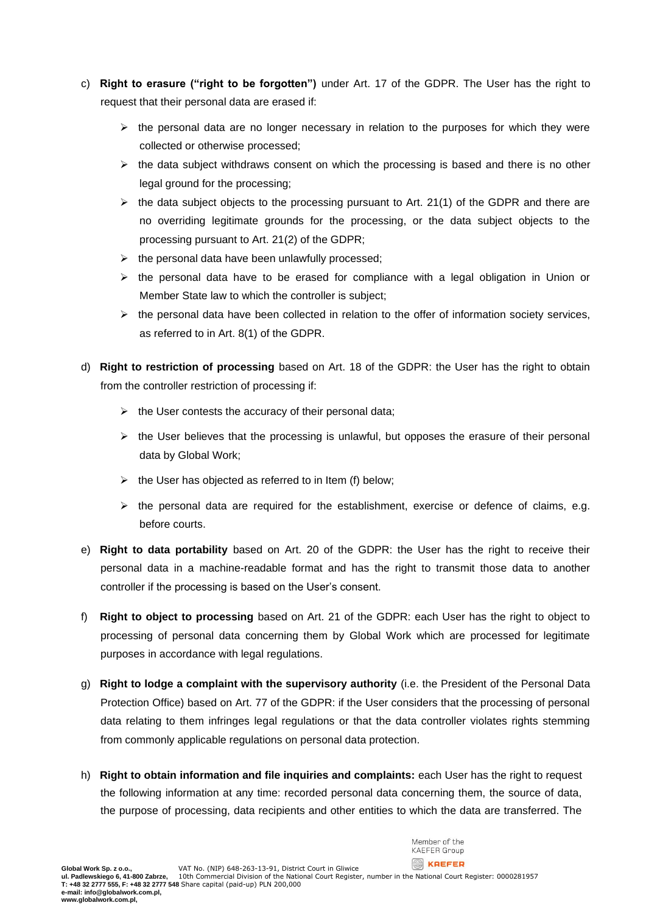c) **Right to erasure ("right to be forgotten")** under Art. 17 of the GDPR. The User has the right to request that their personal data are erased if:

- the personal data are no longer necessary in relation to the purposes for which they were collected or otherwise processed;
- the data subject withdraws consent on which the processing is based and there is no other legal ground for the processing;
- the data subject objects to the processing pursuant to Art. 21(1) of the GDPR and there are no overriding legitimate grounds for the processing, or the data subject objects to the processing pursuant to Art. 21(2) of the GDPR;
- the personal data have been unlawfully processed;
- the personal data have to be erased for compliance with a legal obligation in Union or Member State law to which the controller is subject;
- the personal data have been collected in relation to the offer of information society services, as referred to in Art. 8(1) of the GDPR.

d) **Right to restriction of processing** based on Art. 18 of the GDPR: the User has the right to obtain from the controller restriction of processing if:

- the User contests the accuracy of their personal data;
- the User believes that the processing is unlawful, but opposes the erasure of their personal data by Global Work;
- the User has objected as referred to in Item (f) below;
- the personal data are required for the establishment, exercise or defence of claims, e.g. before courts.

e) **Right to data portability** based on Art. 20 of the GDPR: the User has the right to receive their personal data in a machine-readable format and has the right to transmit those data to another controller if the processing is based on the User's consent.

f) **Right to object to processing** based on Art. 21 of the GDPR: each User has the right to object to processing of personal data concerning them by Global Work which are processed for legitimate purposes in accordance with legal regulations.

g) **Right to lodge a complaint with the supervisory authority** (i.e. the President of the Personal Data Protection Office) based on Art. 77 of the GDPR: if the User considers that the processing of personal data relating to them infringes legal regulations or that the data controller violates rights stemming from commonly applicable regulations on personal data protection.

h) **Right to obtain information and file inquiries and complaints:** each User has the right to request the following information at any time: recorded personal data concerning them, the source of data, the purpose of processing, data recipients and other entities to which the data are transferred. The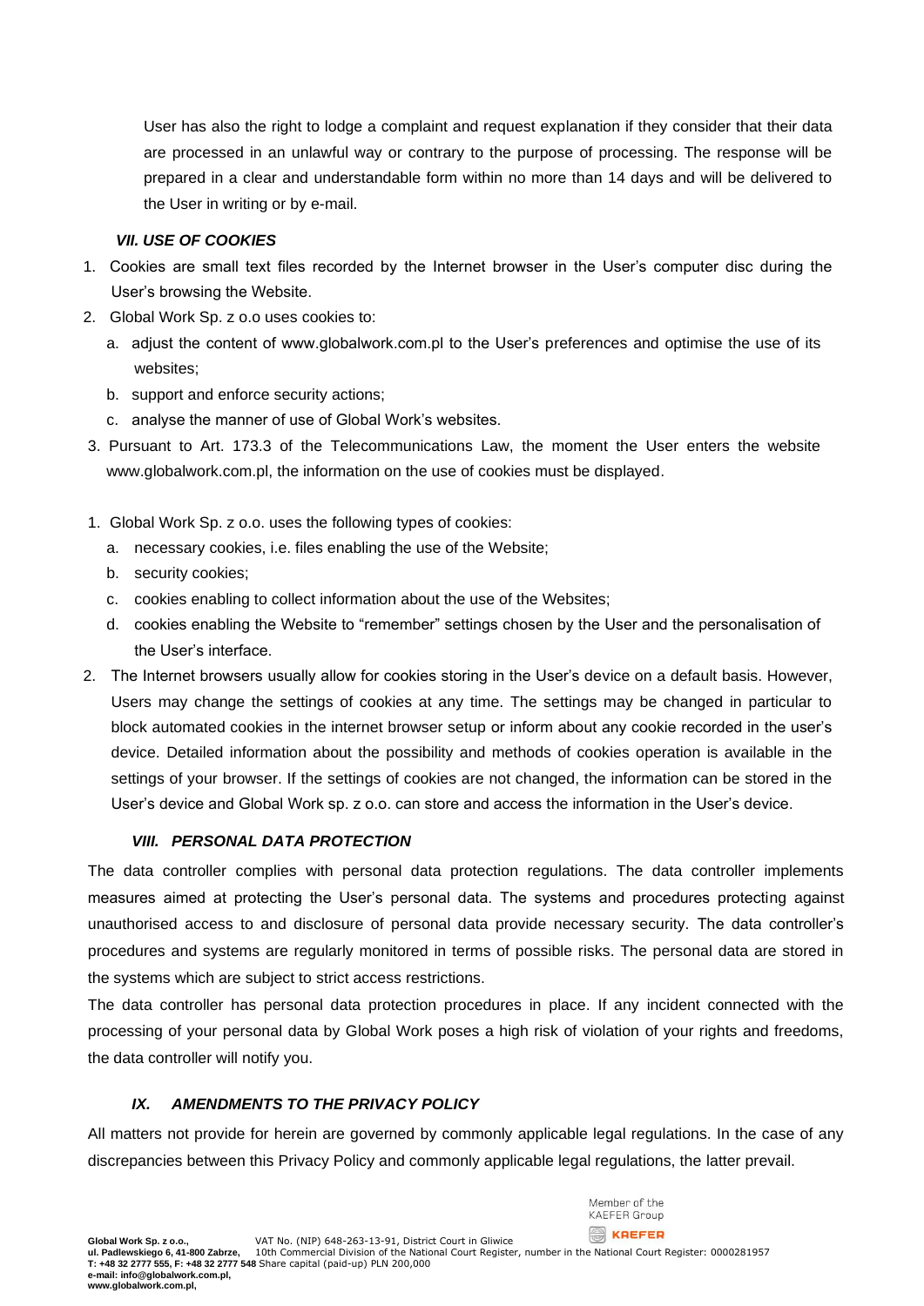User has also the right to lodge a complaint and request explanation if they consider that their data are processed in an unlawful way or contrary to the purpose of processing. The response will be prepared in a clear and understandable form within no more than 14 days and will be delivered to the User in writing or by e-mail.

### *VII. USE OF COOKIES*

1. Cookies are small text files recorded by the Internet browser in the User's computer disc during the User's browsing the Website.
2. Global Work Sp. z o.o uses cookies to:
   a. adjust the content of www.globalwork.com.pl to the User's preferences and optimise the use of its websites;
   b. support and enforce security actions;
   c. analyse the manner of use of Global Work's websites.
3. Pursuant to Art. 173.3 of the Telecommunications Law, the moment the User enters the website www.globalwork.com.pl, the information on the use of cookies must be displayed.

1. Global Work Sp. z o.o. uses the following types of cookies:
   a. necessary cookies, i.e. files enabling the use of the Website;
   b. security cookies;
   c. cookies enabling to collect information about the use of the Websites;
   d. cookies enabling the Website to "remember" settings chosen by the User and the personalisation of the User's interface.
2. The Internet browsers usually allow for cookies storing in the User's device on a default basis. However, Users may change the settings of cookies at any time. The settings may be changed in particular to block automated cookies in the internet browser setup or inform about any cookie recorded in the user's device. Detailed information about the possibility and methods of cookies operation is available in the settings of your browser. If the settings of cookies are not changed, the information can be stored in the User's device and Global Work sp. z o.o. can store and access the information in the User's device.

### *VIII. PERSONAL DATA PROTECTION*

The data controller complies with personal data protection regulations. The data controller implements measures aimed at protecting the User's personal data. The systems and procedures protecting against unauthorised access to and disclosure of personal data provide necessary security. The data controller's procedures and systems are regularly monitored in terms of possible risks. The personal data are stored in the systems which are subject to strict access restrictions.

The data controller has personal data protection procedures in place. If any incident connected with the processing of your personal data by Global Work poses a high risk of violation of your rights and freedoms, the data controller will notify you.

### *IX. AMENDMENTS TO THE PRIVACY POLICY*

All matters not provide for herein are governed by commonly applicable legal regulations. In the case of any discrepancies between this Privacy Policy and commonly applicable legal regulations, the latter prevail.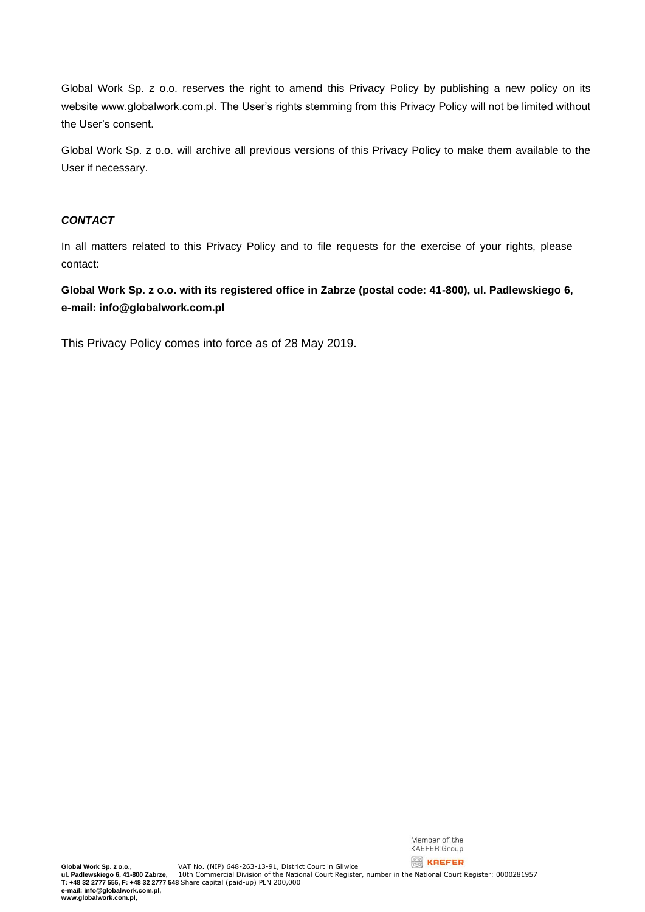Global Work Sp. z o.o. reserves the right to amend this Privacy Policy by publishing a new policy on its website www.globalwork.com.pl. The User's rights stemming from this Privacy Policy will not be limited without the User's consent.

Global Work Sp. z o.o. will archive all previous versions of this Privacy Policy to make them available to the User if necessary.

### *CONTACT*

In all matters related to this Privacy Policy and to file requests for the exercise of your rights, please contact:

**Global Work Sp. z o.o. with its registered office in Zabrze (postal code: 41-800), ul. Padlewskiego 6, e-mail: info@globalwork.com.pl**

This Privacy Policy comes into force as of 28 May 2019.